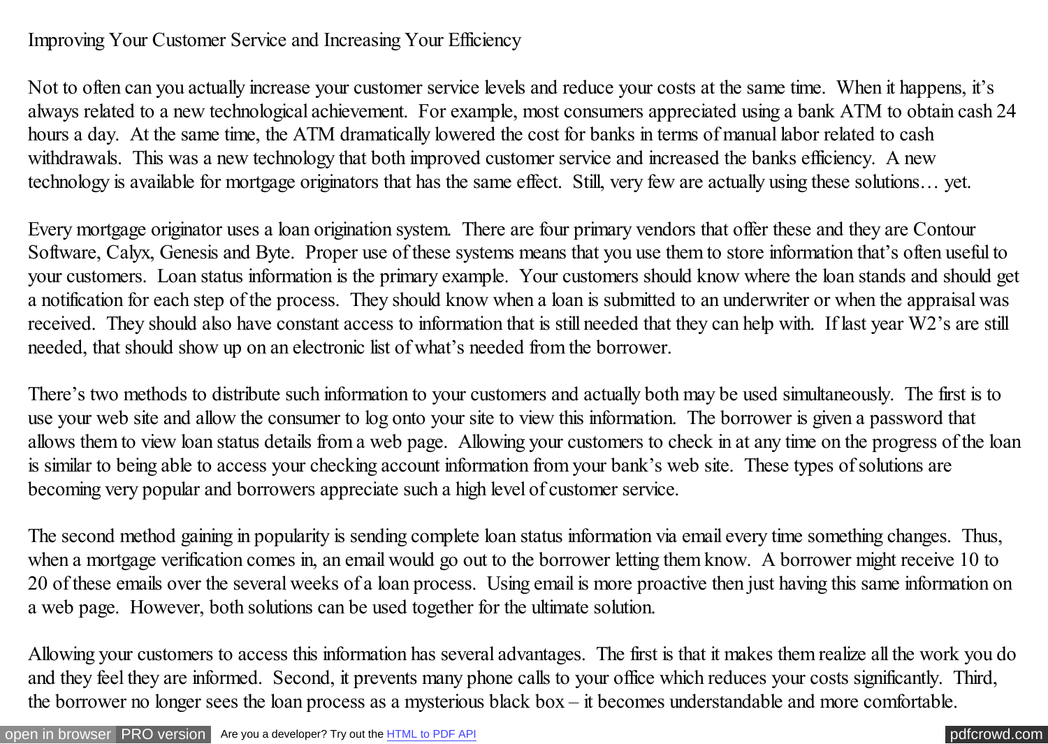# Improving Your Customer Service and Increasing Your Efficiency

Not to often can you actually increase your customer service levels and reduce your costs at the same time. When it happens, it's always related to a new technological achievement. For example, most consumers appreciated using a bank ATM to obtain cash 24 hours a day. At the same time, the ATM dramatically lowered the cost for banks in terms of manual labor related to cash withdrawals. This was a new technology that both improved customer service and increased the banks efficiency. A new technology is available for mortgage originators that has the same effect. Still, very few are actually using these solutions… yet.

Every mortgage originator uses a loan origination system. There are four primary vendors that offer these and they are Contour Software, Calyx, Genesis and Byte. Proper use of these systems means that you use them to store information that's often useful to your customers. Loan status information is the primary example. Your customers should know where the loan stands and should get a notification for each step of the process. They should know when a loan is submitted to an underwriter or when the appraisal was received. They should also have constant access to information that is still needed that they can help with. If last year W2's are still needed, that should show up on an electronic list of what's needed from the borrower.

There's two methods to distribute such information to your customers and actually both may be used simultaneously. The first is to use your web site and allow the consumer to log onto your site to view this information. The borrower is given a password that allows them to view loan status details from a web page. Allowing your customers to check in at any time on the progress of the loan is similar to being able to access your checking account information from your bank's web site. These types of solutions are becoming very popular and borrowers appreciate such a high level of customer service.

The second method gaining in popularity is sending complete loan status information via email every time something changes. Thus, when a mortgage verification comes in, an email would go out to the borrower letting them know. A borrower might receive 10 to 20 of these emails over the several weeks of a loan process. Using email is more proactive then just having this same information on a web page. However, both solutions can be used together for the ultimate solution.

Allowing your customers to access this information has several advantages. The first is that it makes them realize all the work you do and they feel they are informed. Second, it prevents many phone calls to your office which reduces your costs significantly. Third, the borrower no longer sees the loan process as a mysterious black box – it becomes understandable and more comfortable.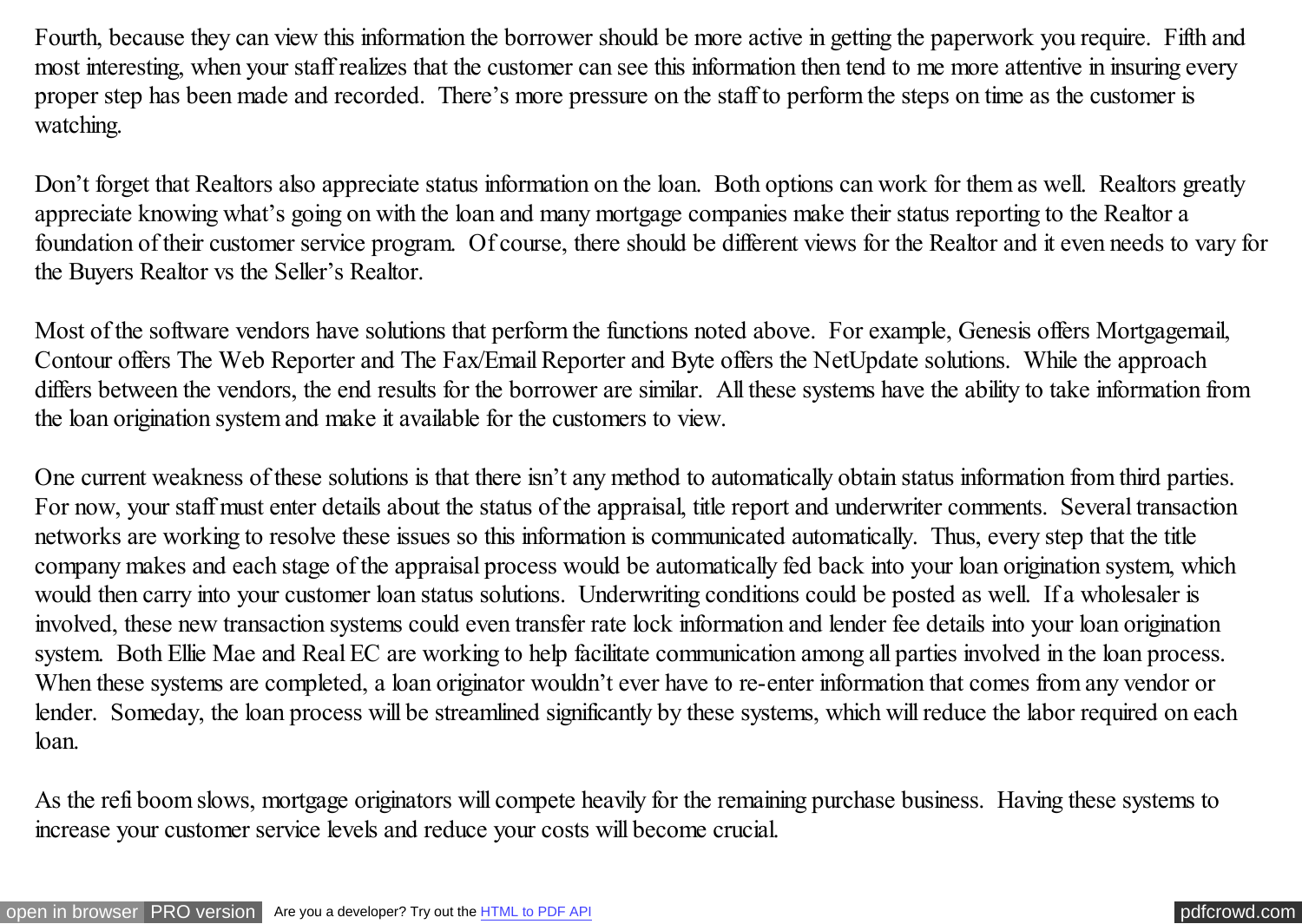Fourth, because they can view this information the borrower should be more active in getting the paperwork you require. Fifth and most interesting, when your staff realizes that the customer can see this information then tend to me more attentive in insuring every proper step has been made and recorded. There's more pressure on the staff to perform the steps on time as the customer is watching.

Don't forget that Realtors also appreciate status information on the loan. Both options can work for them as well. Realtors greatly appreciate knowing what's going on with the loan and many mortgage companies make their status reporting to the Realtor a foundation of their customer service program. Of course, there should be different views for the Realtor and it even needs to vary for the Buyers Realtor vs the Seller's Realtor.

Most of the software vendors have solutions that perform the functions noted above. For example, Genesis offers Mortgagemail, Contour offers The Web Reporter and The Fax/Email Reporter and Byte offers the NetUpdate solutions. While the approach differs between the vendors, the end results for the borrower are similar. All these systems have the ability to take information from the loan origination system and make it available for the customers to view.

One current weakness of these solutions is that there isn't any method to automatically obtain status information from third parties. For now, your staff must enter details about the status of the appraisal, title report and underwriter comments. Several transaction networks are working to resolve these issues so this information is communicated automatically. Thus, every step that the title company makes and each stage of the appraisal process would be automatically fed back into your loan origination system, which would then carry into your customer loan status solutions. Underwriting conditions could be posted as well. If a wholesaler is involved, these new transaction systems could even transfer rate lock information and lender fee details into your loan origination system. Both Ellie Mae and Real EC are working to help facilitate communication among all parties involved in the loan process. When these systems are completed, a loan originator wouldn't ever have to re-enter information that comes from any vendor or lender. Someday, the loan process will be streamlined significantly by these systems, which will reduce the labor required on each loan.

As the refi boom slows, mortgage originators will compete heavily for the remaining purchase business. Having these systems to increase your customer service levels and reduce your costs will become crucial.